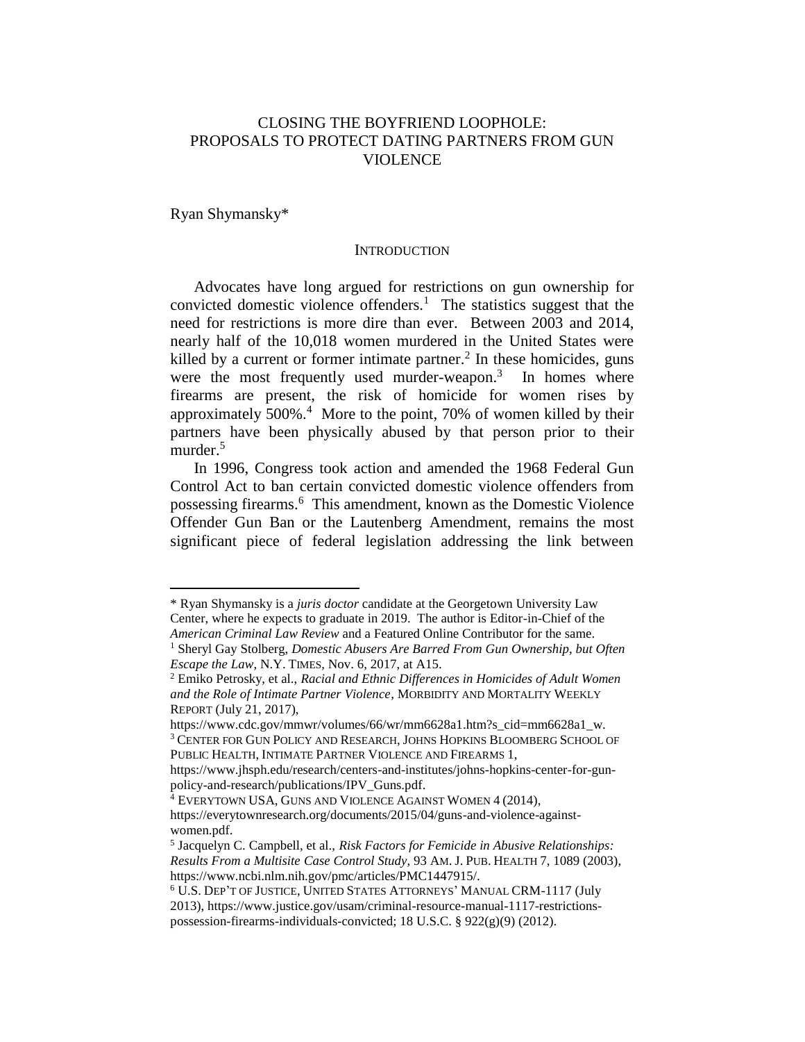# CLOSING THE BOYFRIEND LOOPHOLE: PROPOSALS TO PROTECT DATING PARTNERS FROM GUN VIOLENCE

Ryan Shymansky*

## INTRODUCTION

Advocates have long argued for restrictions on gun ownership for convicted domestic violence offenders.[1] The statistics suggest that the need for restrictions is more dire than ever. Between 2003 and 2014, nearly half of the 10,018 women murdered in the United States were killed by a current or former intimate partner.[2] In these homicides, guns were the most frequently used murder-weapon.[3] In homes where firearms are present, the risk of homicide for women rises by approximately 500%.[4] More to the point, 70% of women killed by their partners have been physically abused by that person prior to their murder.[5]

In 1996, Congress took action and amended the 1968 Federal Gun Control Act to ban certain convicted domestic violence offenders from possessing firearms.[6] This amendment, known as the Domestic Violence Offender Gun Ban or the Lautenberg Amendment, remains the most significant piece of federal legislation addressing the link between

---

\* Ryan Shymansky is a *juris doctor* candidate at the Georgetown University Law Center, where he expects to graduate in 2019. The author is Editor-in-Chief of the *American Criminal Law Review* and a Featured Online Contributor for the same.

[1] Sheryl Gay Stolberg, *Domestic Abusers Are Barred From Gun Ownership, but Often Escape the Law*, N.Y. TIMES, Nov. 6, 2017, at A15.

[2] Emiko Petrosky, et al., *Racial and Ethnic Differences in Homicides of Adult Women and the Role of Intimate Partner Violence*, MORBIDITY AND MORTALITY WEEKLY REPORT (July 21, 2017), https://www.cdc.gov/mmwr/volumes/66/wr/mm6628a1.htm?s_cid=mm6628a1_w.

[3] CENTER FOR GUN POLICY AND RESEARCH, JOHNS HOPKINS BLOOMBERG SCHOOL OF PUBLIC HEALTH, INTIMATE PARTNER VIOLENCE AND FIREARMS 1, https://www.jhsph.edu/research/centers-and-institutes/johns-hopkins-center-for-gun-policy-and-research/publications/IPV_Guns.pdf.

[4] EVERYTOWN USA, GUNS AND VIOLENCE AGAINST WOMEN 4 (2014), https://everytownresearch.org/documents/2015/04/guns-and-violence-against-women.pdf.

[5] Jacquelyn C. Campbell, et al., *Risk Factors for Femicide in Abusive Relationships: Results From a Multisite Case Control Study*, 93 AM. J. PUB. HEALTH 7, 1089 (2003), https://www.ncbi.nlm.nih.gov/pmc/articles/PMC1447915/.

[6] U.S. DEP'T OF JUSTICE, UNITED STATES ATTORNEYS' MANUAL CRM-1117 (July 2013), https://www.justice.gov/usam/criminal-resource-manual-1117-restrictions-possession-firearms-individuals-convicted; 18 U.S.C. § 922(g)(9) (2012).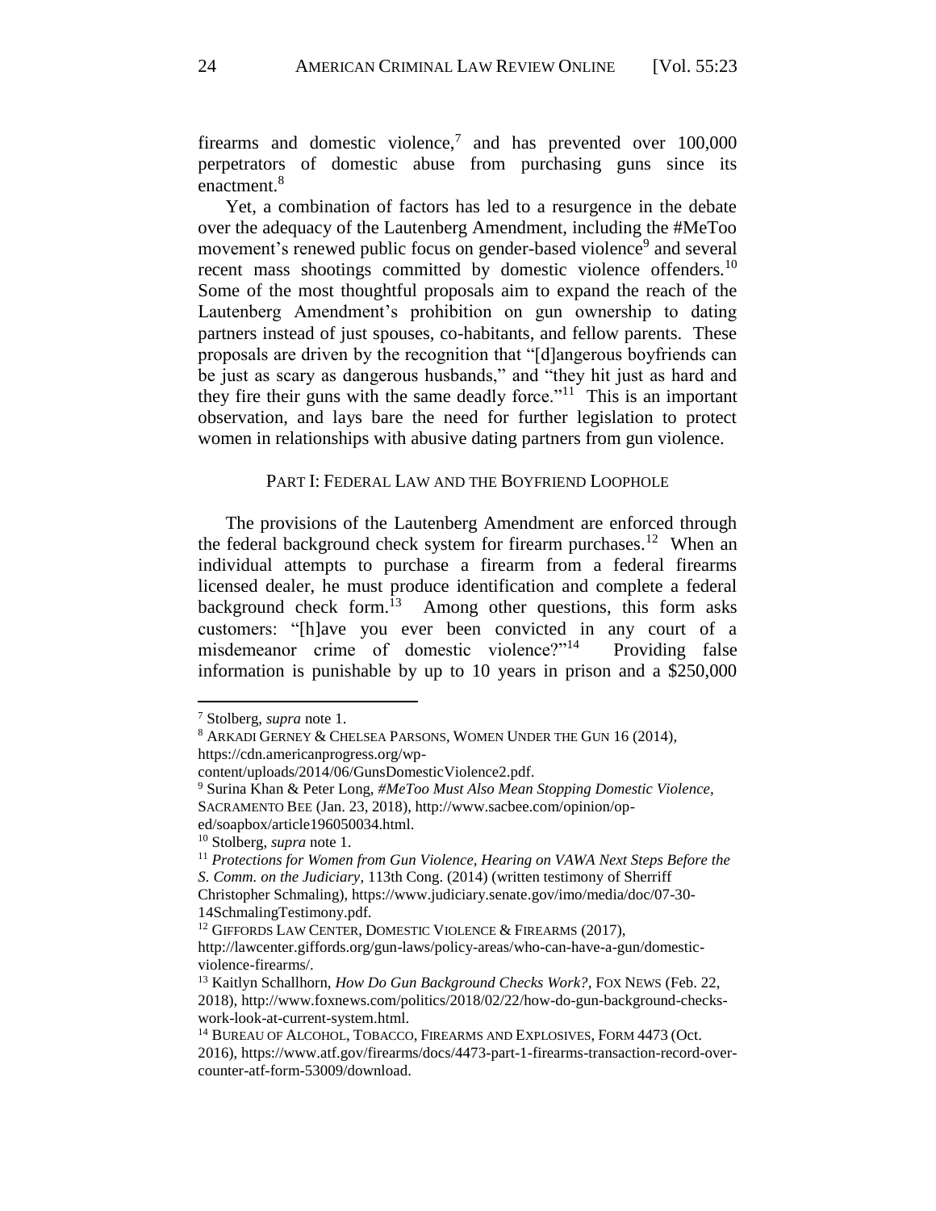firearms and domestic violence,[7] and has prevented over 100,000 perpetrators of domestic abuse from purchasing guns since its enactment.[8]

Yet, a combination of factors has led to a resurgence in the debate over the adequacy of the Lautenberg Amendment, including the #MeToo movement's renewed public focus on gender-based violence[9] and several recent mass shootings committed by domestic violence offenders.[10] Some of the most thoughtful proposals aim to expand the reach of the Lautenberg Amendment's prohibition on gun ownership to dating partners instead of just spouses, co-habitants, and fellow parents. These proposals are driven by the recognition that "[d]angerous boyfriends can be just as scary as dangerous husbands," and "they hit just as hard and they fire their guns with the same deadly force."[11] This is an important observation, and lays bare the need for further legislation to protect women in relationships with abusive dating partners from gun violence.

## PART I: FEDERAL LAW AND THE BOYFRIEND LOOPHOLE

The provisions of the Lautenberg Amendment are enforced through the federal background check system for firearm purchases.[12] When an individual attempts to purchase a firearm from a federal firearms licensed dealer, he must produce identification and complete a federal background check form.[13] Among other questions, this form asks customers: "[h]ave you ever been convicted in any court of a misdemeanor crime of domestic violence?"[14] Providing false information is punishable by up to 10 years in prison and a $250,000

---

[7] Stolberg, *supra* note 1.

[8] ARKADI GERNEY & CHELSEA PARSONS, WOMEN UNDER THE GUN 16 (2014), https://cdn.americanprogress.org/wp-content/uploads/2014/06/GunsDomesticViolence2.pdf.

[9] Surina Khan & Peter Long, *#MeToo Must Also Mean Stopping Domestic Violence*, SACRAMENTO BEE (Jan. 23, 2018), http://www.sacbee.com/opinion/op-ed/soapbox/article196050034.html.

[10] Stolberg, *supra* note 1.

[11] *Protections for Women from Gun Violence, Hearing on VAWA Next Steps Before the S. Comm. on the Judiciary*, 113th Cong. (2014) (written testimony of Sherriff Christopher Schmaling), https://www.judiciary.senate.gov/imo/media/doc/07-30-14SchmalingTestimony.pdf.

[12] GIFFORDS LAW CENTER, DOMESTIC VIOLENCE & FIREARMS (2017), http://lawcenter.giffords.org/gun-laws/policy-areas/who-can-have-a-gun/domestic-violence-firearms/.

[13] Kaitlyn Schallhorn, *How Do Gun Background Checks Work?*, FOX NEWS (Feb. 22, 2018), http://www.foxnews.com/politics/2018/02/22/how-do-gun-background-checks-work-look-at-current-system.html.

[14] BUREAU OF ALCOHOL, TOBACCO, FIREARMS AND EXPLOSIVES, FORM 4473 (Oct. 2016), https://www.atf.gov/firearms/docs/4473-part-1-firearms-transaction-record-over-counter-atf-form-53009/download.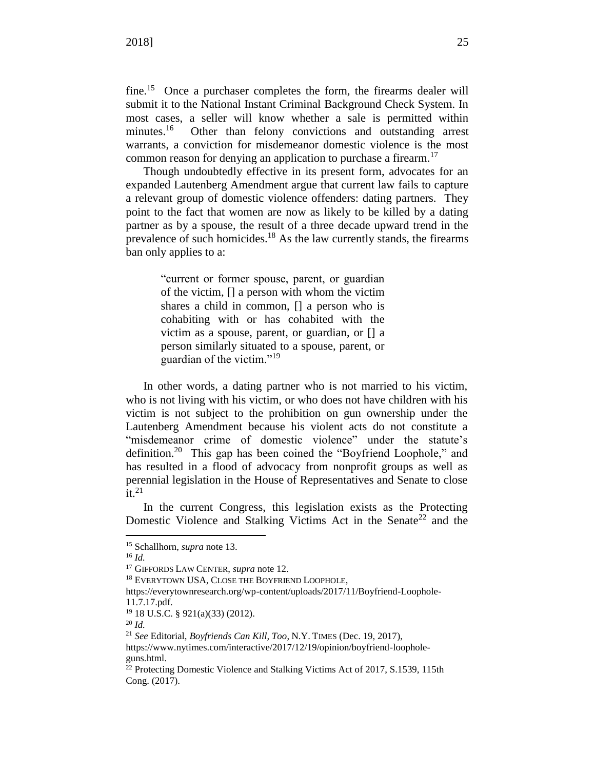fine.[15] Once a purchaser completes the form, the firearms dealer will submit it to the National Instant Criminal Background Check System. In most cases, a seller will know whether a sale is permitted within minutes.[16] Other than felony convictions and outstanding arrest warrants, a conviction for misdemeanor domestic violence is the most common reason for denying an application to purchase a firearm.[17]

Though undoubtedly effective in its present form, advocates for an expanded Lautenberg Amendment argue that current law fails to capture a relevant group of domestic violence offenders: dating partners. They point to the fact that women are now as likely to be killed by a dating partner as by a spouse, the result of a three decade upward trend in the prevalence of such homicides.[18] As the law currently stands, the firearms ban only applies to a:

> "current or former spouse, parent, or guardian of the victim, [] a person with whom the victim shares a child in common, [] a person who is cohabiting with or has cohabited with the victim as a spouse, parent, or guardian, or [] a person similarly situated to a spouse, parent, or guardian of the victim."[19]

In other words, a dating partner who is not married to his victim, who is not living with his victim, or who does not have children with his victim is not subject to the prohibition on gun ownership under the Lautenberg Amendment because his violent acts do not constitute a "misdemeanor crime of domestic violence" under the statute's definition.[20] This gap has been coined the "Boyfriend Loophole," and has resulted in a flood of advocacy from nonprofit groups as well as perennial legislation in the House of Representatives and Senate to close it.[21]

In the current Congress, this legislation exists as the Protecting Domestic Violence and Stalking Victims Act in the Senate[22] and the

---

[15] Schallhorn, *supra* note 13.

[16] *Id.*

[17] GIFFORDS LAW CENTER, *supra* note 12.

[18] EVERYTOWN USA, CLOSE THE BOYFRIEND LOOPHOLE, https://everytownresearch.org/wp-content/uploads/2017/11/Boyfriend-Loophole-11.7.17.pdf.

[19] 18 U.S.C. § 921(a)(33) (2012).

[20] *Id.*

[21] *See* Editorial, *Boyfriends Can Kill, Too*, N.Y. TIMES (Dec. 19, 2017), https://www.nytimes.com/interactive/2017/12/19/opinion/boyfriend-loophole-guns.html.

[22] Protecting Domestic Violence and Stalking Victims Act of 2017, S.1539, 115th Cong. (2017).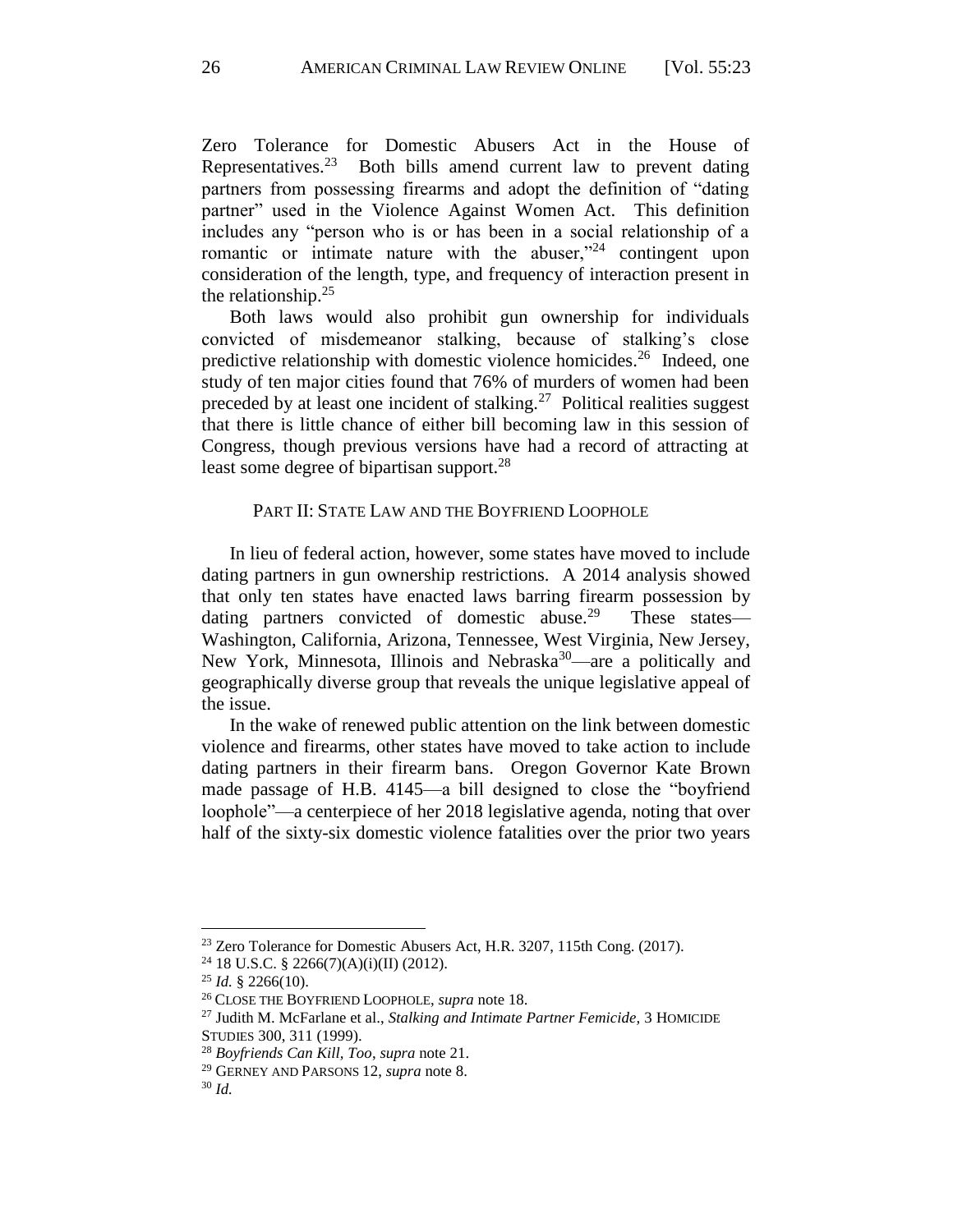Zero Tolerance for Domestic Abusers Act in the House of Representatives.[23] Both bills amend current law to prevent dating partners from possessing firearms and adopt the definition of "dating partner" used in the Violence Against Women Act. This definition includes any "person who is or has been in a social relationship of a romantic or intimate nature with the abuser,"[24] contingent upon consideration of the length, type, and frequency of interaction present in the relationship.[25]

Both laws would also prohibit gun ownership for individuals convicted of misdemeanor stalking, because of stalking's close predictive relationship with domestic violence homicides.[26] Indeed, one study of ten major cities found that 76% of murders of women had been preceded by at least one incident of stalking.[27] Political realities suggest that there is little chance of either bill becoming law in this session of Congress, though previous versions have had a record of attracting at least some degree of bipartisan support.[28]

## PART II: STATE LAW AND THE BOYFRIEND LOOPHOLE

In lieu of federal action, however, some states have moved to include dating partners in gun ownership restrictions. A 2014 analysis showed that only ten states have enacted laws barring firearm possession by dating partners convicted of domestic abuse.[29] These states—Washington, California, Arizona, Tennessee, West Virginia, New Jersey, New York, Minnesota, Illinois and Nebraska[30]—are a politically and geographically diverse group that reveals the unique legislative appeal of the issue.

In the wake of renewed public attention on the link between domestic violence and firearms, other states have moved to take action to include dating partners in their firearm bans. Oregon Governor Kate Brown made passage of H.B. 4145—a bill designed to close the "boyfriend loophole"—a centerpiece of her 2018 legislative agenda, noting that over half of the sixty-six domestic violence fatalities over the prior two years

---

[23] Zero Tolerance for Domestic Abusers Act, H.R. 3207, 115th Cong. (2017).

[24] 18 U.S.C. § 2266(7)(A)(i)(II) (2012).

[25] *Id.* § 2266(10).

[26] CLOSE THE BOYFRIEND LOOPHOLE, *supra* note 18.

[27] Judith M. McFarlane et al., *Stalking and Intimate Partner Femicide*, 3 HOMICIDE STUDIES 300, 311 (1999).

[28] *Boyfriends Can Kill, Too*, *supra* note 21.

[29] GERNEY AND PARSONS 12, *supra* note 8.

[30] *Id.*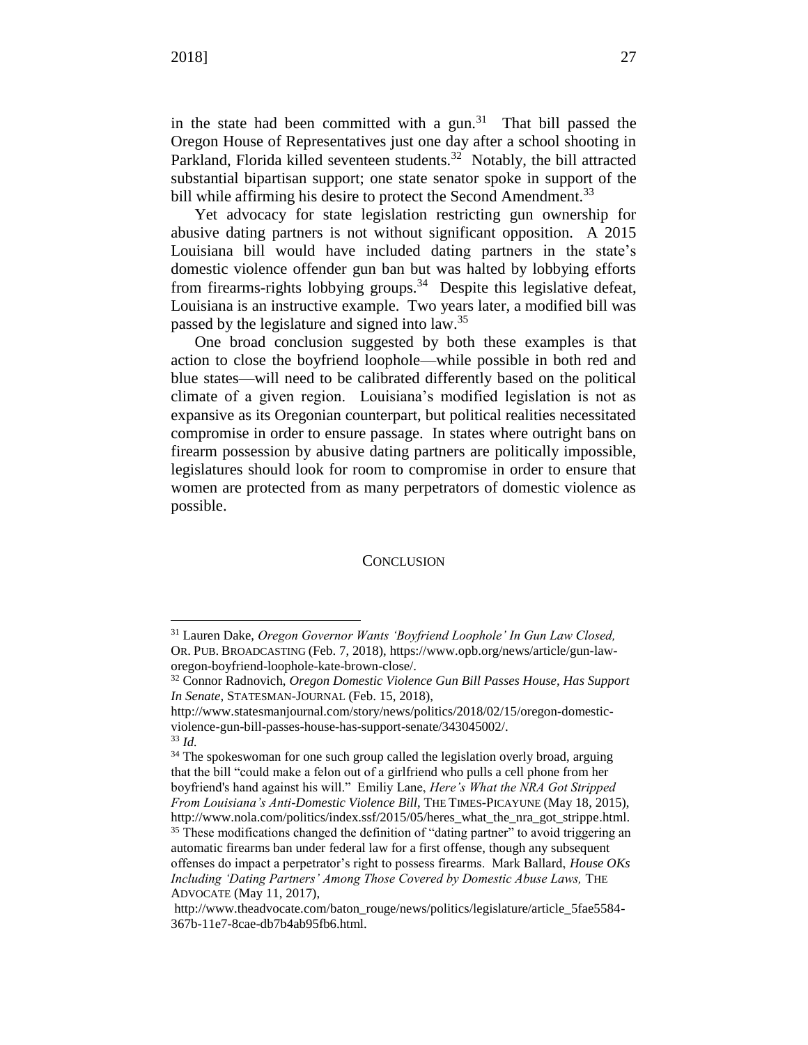in the state had been committed with a gun.[31] That bill passed the Oregon House of Representatives just one day after a school shooting in Parkland, Florida killed seventeen students.[32] Notably, the bill attracted substantial bipartisan support; one state senator spoke in support of the bill while affirming his desire to protect the Second Amendment.[33]

Yet advocacy for state legislation restricting gun ownership for abusive dating partners is not without significant opposition. A 2015 Louisiana bill would have included dating partners in the state's domestic violence offender gun ban but was halted by lobbying efforts from firearms-rights lobbying groups.[34] Despite this legislative defeat, Louisiana is an instructive example. Two years later, a modified bill was passed by the legislature and signed into law.[35]

One broad conclusion suggested by both these examples is that action to close the boyfriend loophole—while possible in both red and blue states—will need to be calibrated differently based on the political climate of a given region. Louisiana's modified legislation is not as expansive as its Oregonian counterpart, but political realities necessitated compromise in order to ensure passage. In states where outright bans on firearm possession by abusive dating partners are politically impossible, legislatures should look for room to compromise in order to ensure that women are protected from as many perpetrators of domestic violence as possible.

## CONCLUSION

---

[31] Lauren Dake, *Oregon Governor Wants 'Boyfriend Loophole' In Gun Law Closed,* OR. PUB. BROADCASTING (Feb. 7, 2018), https://www.opb.org/news/article/gun-law-oregon-boyfriend-loophole-kate-brown-close/.

[32] Connor Radnovich, *Oregon Domestic Violence Gun Bill Passes House, Has Support In Senate,* STATESMAN-JOURNAL (Feb. 15, 2018), http://www.statesmanjournal.com/story/news/politics/2018/02/15/oregon-domestic-violence-gun-bill-passes-house-has-support-senate/343045002/.

[33] *Id.*

[34] The spokeswoman for one such group called the legislation overly broad, arguing that the bill "could make a felon out of a girlfriend who pulls a cell phone from her boyfriend's hand against his will." Emiliy Lane, *Here's What the NRA Got Stripped From Louisiana's Anti-Domestic Violence Bill*, THE TIMES-PICAYUNE (May 18, 2015), http://www.nola.com/politics/index.ssf/2015/05/heres_what_the_nra_got_strippe.html.

[35] These modifications changed the definition of "dating partner" to avoid triggering an automatic firearms ban under federal law for a first offense, though any subsequent offenses do impact a perpetrator's right to possess firearms. Mark Ballard, *House OKs Including 'Dating Partners' Among Those Covered by Domestic Abuse Laws,* THE ADVOCATE (May 11, 2017), http://www.theadvocate.com/baton_rouge/news/politics/legislature/article_5fae5584-367b-11e7-8cae-db7b4ab95fb6.html.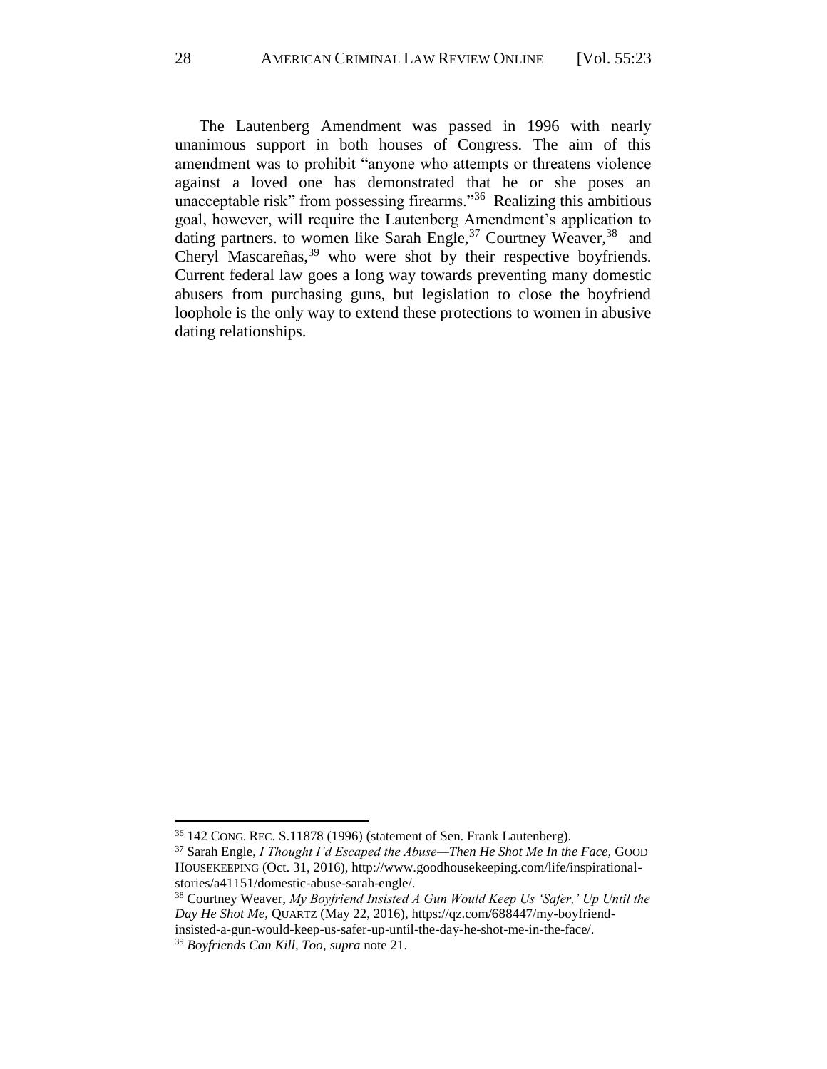The Lautenberg Amendment was passed in 1996 with nearly unanimous support in both houses of Congress. The aim of this amendment was to prohibit "anyone who attempts or threatens violence against a loved one has demonstrated that he or she poses an unacceptable risk" from possessing firearms."[36] Realizing this ambitious goal, however, will require the Lautenberg Amendment's application to dating partners. to women like Sarah Engle,[37] Courtney Weaver,[38] and Cheryl Mascareñas,[39] who were shot by their respective boyfriends. Current federal law goes a long way towards preventing many domestic abusers from purchasing guns, but legislation to close the boyfriend loophole is the only way to extend these protections to women in abusive dating relationships.

---

[36] 142 CONG. REC. S.11878 (1996) (statement of Sen. Frank Lautenberg).

[37] Sarah Engle, *I Thought I'd Escaped the Abuse—Then He Shot Me In the Face*, GOOD HOUSEKEEPING (Oct. 31, 2016), http://www.goodhousekeeping.com/life/inspirational-stories/a41151/domestic-abuse-sarah-engle/.

[38] Courtney Weaver, *My Boyfriend Insisted A Gun Would Keep Us 'Safer,' Up Until the Day He Shot Me*, QUARTZ (May 22, 2016), https://qz.com/688447/my-boyfriend-insisted-a-gun-would-keep-us-safer-up-until-the-day-he-shot-me-in-the-face/.

[39] *Boyfriends Can Kill, Too*, *supra* note 21.